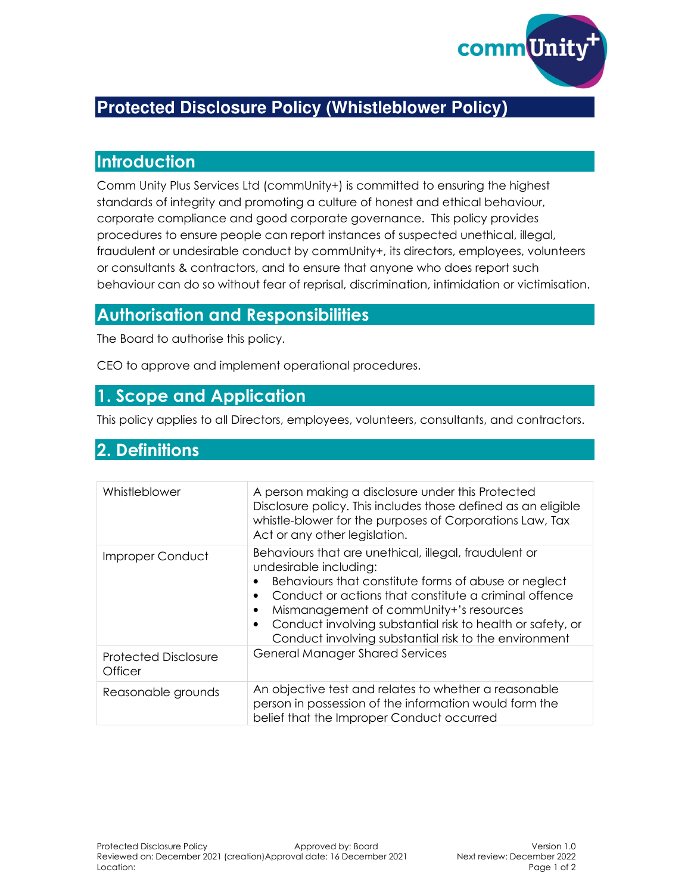# Protected Disclosure Policy (Whistleblower Policy)

## Introduction

Comm Unity Plus Services Ltd (commUnity+) is committed to ensuring the highest standards of integrity and promoting a culture of honest and ethical behaviour, corporate compliance and good corporate governance. This policy provides procedures to ensure people can report instances of suspected unethical, illegal, fraudulent or undesirable conduct by commUnity+, its directors, employees, volunteers or consultants & contractors, and to ensure that anyone who does report such behaviour can do so without fear of reprisal, discrimination, intimidation or victimisation.

## Authorisation and Responsibilities

The Board to authorise this policy.

CEO to approve and implement operational procedures.

## 1. Scope and Application

This policy applies to all Directors, employees, volunteers, consultants, and contractors.

## 2. Definitions

| | |
|---|---|
| Whistleblower | A person making a disclosure under this Protected Disclosure policy. This includes those defined as an eligible whistle-blower for the purposes of Corporations Law, Tax Act or any other legislation. |
| Improper Conduct | Behaviours that are unethical, illegal, fraudulent or undesirable including:<br>• Behaviours that constitute forms of abuse or neglect<br>• Conduct or actions that constitute a criminal offence<br>• Mismanagement of commUnity+'s resources<br>• Conduct involving substantial risk to health or safety, or Conduct involving substantial risk to the environment |
| Protected Disclosure Officer | General Manager Shared Services |
| Reasonable grounds | An objective test and relates to whether a reasonable person in possession of the information would form the belief that the Improper Conduct occurred |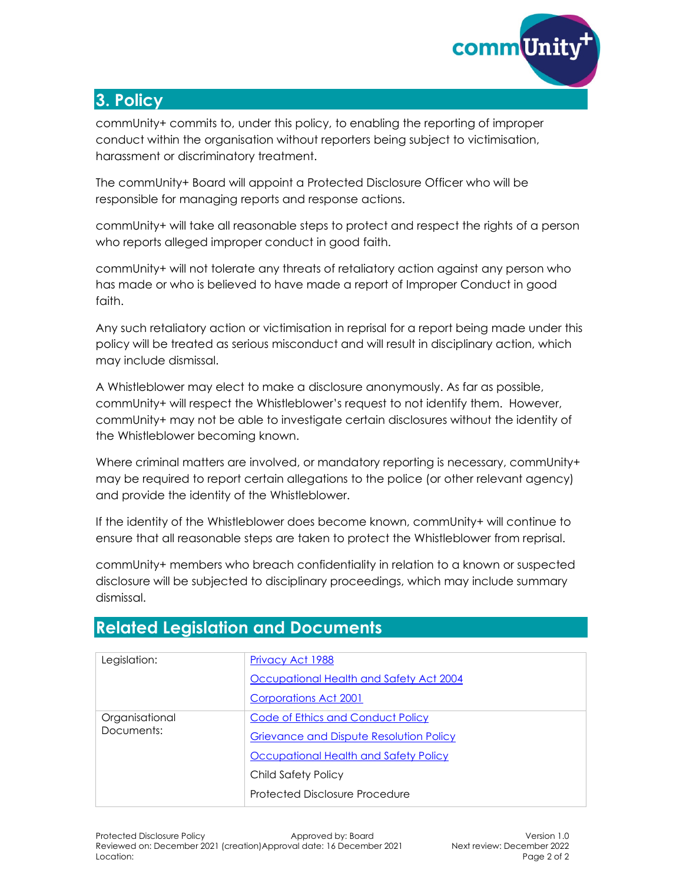## 3. Policy

commUnity+ commits to, under this policy, to enabling the reporting of improper conduct within the organisation without reporters being subject to victimisation, harassment or discriminatory treatment.

The commUnity+ Board will appoint a Protected Disclosure Officer who will be responsible for managing reports and response actions.

commUnity+ will take all reasonable steps to protect and respect the rights of a person who reports alleged improper conduct in good faith.

commUnity+ will not tolerate any threats of retaliatory action against any person who has made or who is believed to have made a report of Improper Conduct in good faith.

Any such retaliatory action or victimisation in reprisal for a report being made under this policy will be treated as serious misconduct and will result in disciplinary action, which may include dismissal.

A Whistleblower may elect to make a disclosure anonymously. As far as possible, commUnity+ will respect the Whistleblower's request to not identify them. However, commUnity+ may not be able to investigate certain disclosures without the identity of the Whistleblower becoming known.

Where criminal matters are involved, or mandatory reporting is necessary, commUnity+ may be required to report certain allegations to the police (or other relevant agency) and provide the identity of the Whistleblower.

If the identity of the Whistleblower does become known, commUnity+ will continue to ensure that all reasonable steps are taken to protect the Whistleblower from reprisal.

commUnity+ members who breach confidentiality in relation to a known or suspected disclosure will be subjected to disciplinary proceedings, which may include summary dismissal.

## Related Legislation and Documents

| | |
|---|---|
| Legislation: | Privacy Act 1988<br>Occupational Health and Safety Act 2004<br>Corporations Act 2001 |
| Organisational Documents: | Code of Ethics and Conduct Policy<br>Grievance and Dispute Resolution Policy<br>Occupational Health and Safety Policy<br>Child Safety Policy<br>Protected Disclosure Procedure |